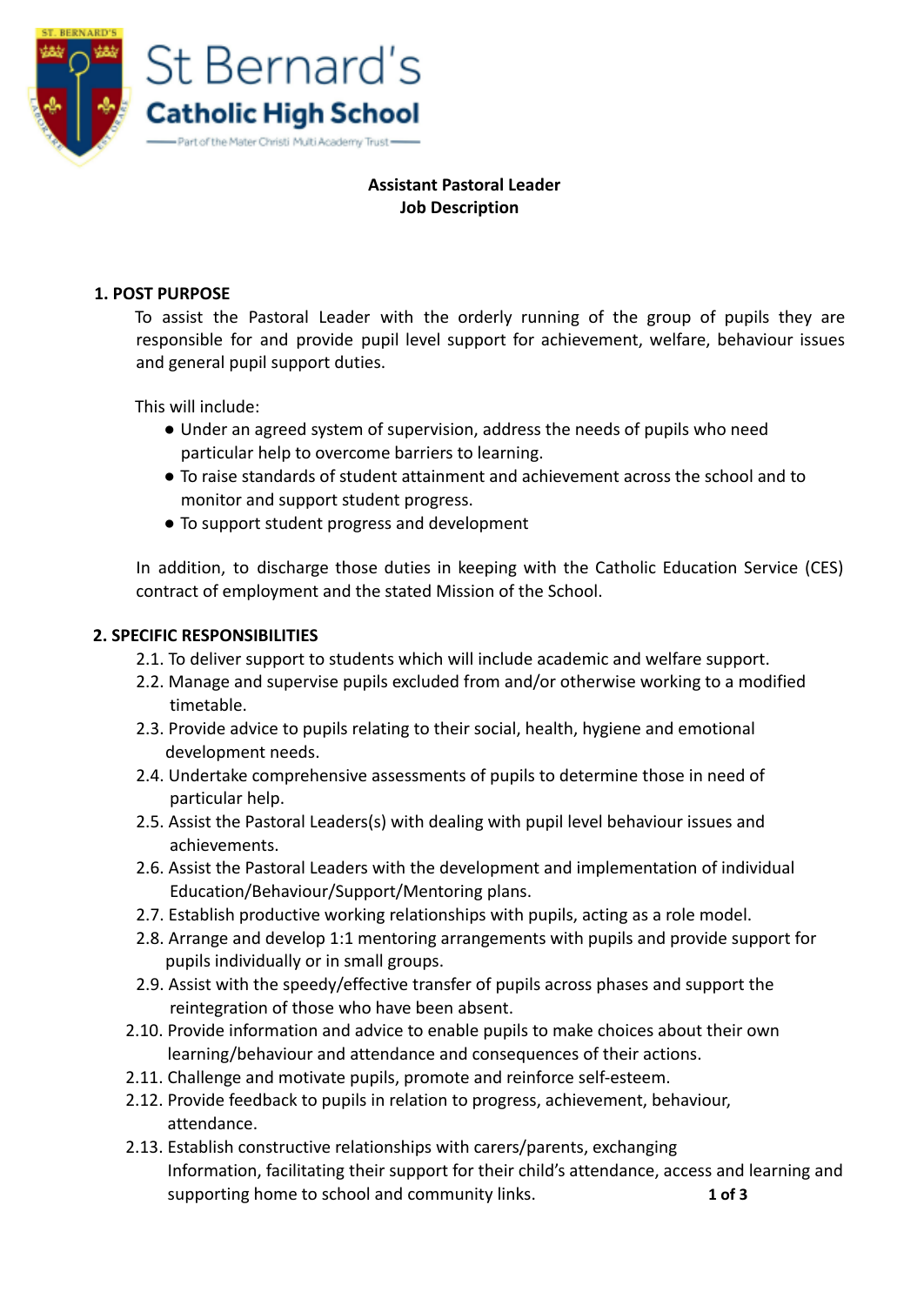St Bernard's Catholic High School

Part of the Mater Christi Multi Academy Trust

**Assistant Pastoral Leader**
**Job Description**

## 1. POST PURPOSE

To assist the Pastoral Leader with the orderly running of the group of pupils they are responsible for and provide pupil level support for achievement, welfare, behaviour issues and general pupil support duties.

This will include:

- Under an agreed system of supervision, address the needs of pupils who need particular help to overcome barriers to learning.
- To raise standards of student attainment and achievement across the school and to monitor and support student progress.
- To support student progress and development

In addition, to discharge those duties in keeping with the Catholic Education Service (CES) contract of employment and the stated Mission of the School.

## 2. SPECIFIC RESPONSIBILITIES

2.1. To deliver support to students which will include academic and welfare support.

2.2. Manage and supervise pupils excluded from and/or otherwise working to a modified timetable.

2.3. Provide advice to pupils relating to their social, health, hygiene and emotional development needs.

2.4. Undertake comprehensive assessments of pupils to determine those in need of particular help.

2.5. Assist the Pastoral Leaders(s) with dealing with pupil level behaviour issues and achievements.

2.6. Assist the Pastoral Leaders with the development and implementation of individual Education/Behaviour/Support/Mentoring plans.

2.7. Establish productive working relationships with pupils, acting as a role model.

2.8. Arrange and develop 1:1 mentoring arrangements with pupils and provide support for pupils individually or in small groups.

2.9. Assist with the speedy/effective transfer of pupils across phases and support the reintegration of those who have been absent.

2.10. Provide information and advice to enable pupils to make choices about their own learning/behaviour and attendance and consequences of their actions.

2.11. Challenge and motivate pupils, promote and reinforce self-esteem.

2.12. Provide feedback to pupils in relation to progress, achievement, behaviour, attendance.

2.13. Establish constructive relationships with carers/parents, exchanging Information, facilitating their support for their child's attendance, access and learning and supporting home to school and community links.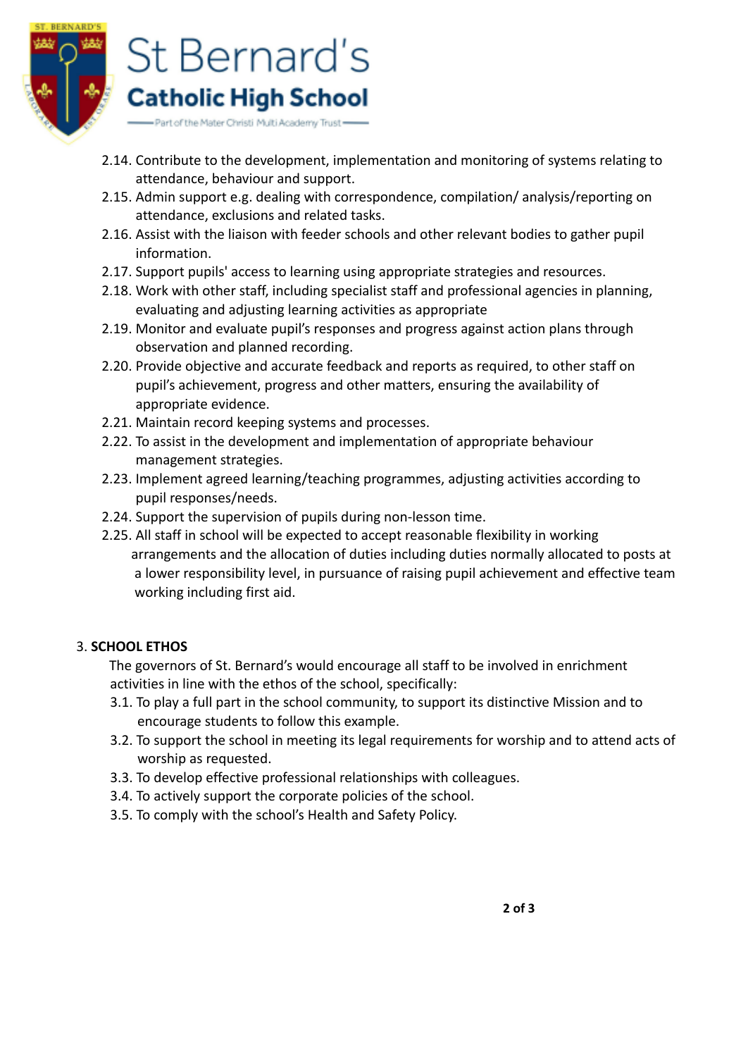2.14. Contribute to the development, implementation and monitoring of systems relating to attendance, behaviour and support.

2.15. Admin support e.g. dealing with correspondence, compilation/ analysis/reporting on attendance, exclusions and related tasks.

2.16. Assist with the liaison with feeder schools and other relevant bodies to gather pupil information.

2.17. Support pupils' access to learning using appropriate strategies and resources.

2.18. Work with other staff, including specialist staff and professional agencies in planning, evaluating and adjusting learning activities as appropriate

2.19. Monitor and evaluate pupil's responses and progress against action plans through observation and planned recording.

2.20. Provide objective and accurate feedback and reports as required, to other staff on pupil's achievement, progress and other matters, ensuring the availability of appropriate evidence.

2.21. Maintain record keeping systems and processes.

2.22. To assist in the development and implementation of appropriate behaviour management strategies.

2.23. Implement agreed learning/teaching programmes, adjusting activities according to pupil responses/needs.

2.24. Support the supervision of pupils during non-lesson time.

2.25. All staff in school will be expected to accept reasonable flexibility in working arrangements and the allocation of duties including duties normally allocated to posts at a lower responsibility level, in pursuance of raising pupil achievement and effective team working including first aid.

3. **SCHOOL ETHOS**

The governors of St. Bernard's would encourage all staff to be involved in enrichment activities in line with the ethos of the school, specifically:

3.1. To play a full part in the school community, to support its distinctive Mission and to encourage students to follow this example.

3.2. To support the school in meeting its legal requirements for worship and to attend acts of worship as requested.

3.3. To develop effective professional relationships with colleagues.

3.4. To actively support the corporate policies of the school.

3.5. To comply with the school's Health and Safety Policy.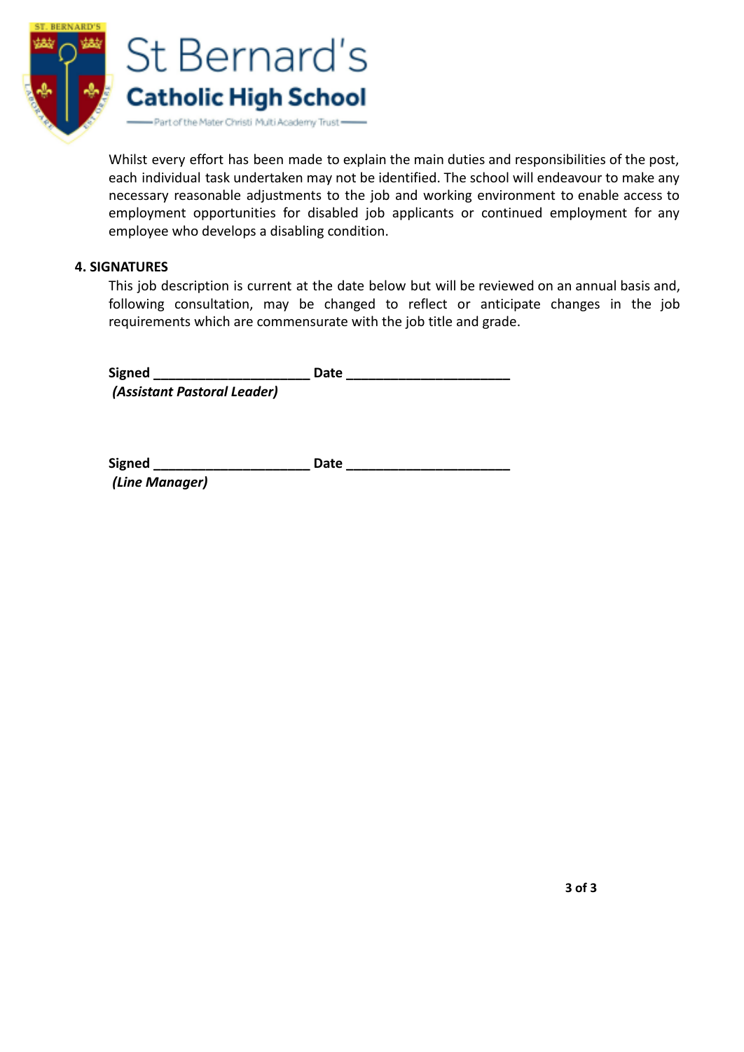Whilst every effort has been made to explain the main duties and responsibilities of the post, each individual task undertaken may not be identified. The school will endeavour to make any necessary reasonable adjustments to the job and working environment to enable access to employment opportunities for disabled job applicants or continued employment for any employee who develops a disabling condition.

**4. SIGNATURES**

This job description is current at the date below but will be reviewed on an annual basis and, following consultation, may be changed to reflect or anticipate changes in the job requirements which are commensurate with the job title and grade.

**Signed** _____________________ **Date** ______________________

***(Assistant Pastoral Leader)***

**Signed** _____________________ **Date** ______________________

***(Line Manager)***